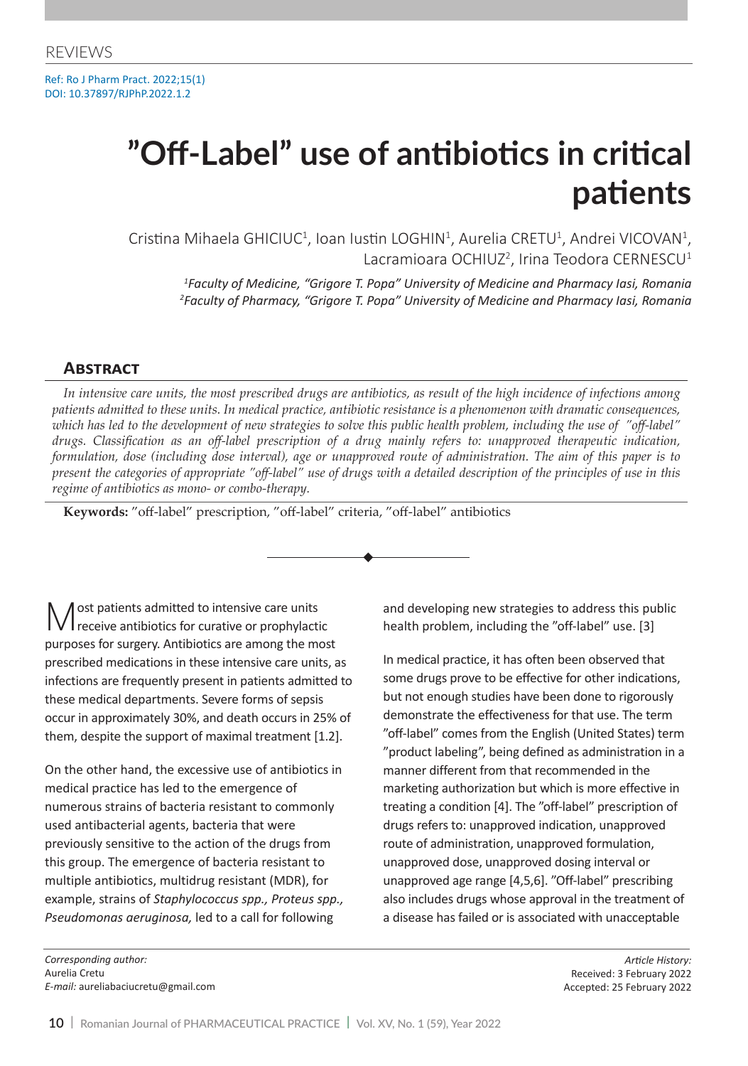REVIEWS

Ref: Ro J Pharm Pract. 2022;15(1)
DOI: 10.37897/RJPhP.2022.1.2

# "Off-Label" use of antibiotics in critical patients

Cristina Mihaela GHICIUC[1], Ioan Iustin LOGHIN[1], Aurelia CRETU[1], Andrei VICOVAN[1], Lacramioara OCHIUZ[2], Irina Teodora CERNESCU[1]

*[1]Faculty of Medicine, "Grigore T. Popa" University of Medicine and Pharmacy Iasi, Romania*
*[2]Faculty of Pharmacy, "Grigore T. Popa" University of Medicine and Pharmacy Iasi, Romania*

## Abstract

*In intensive care units, the most prescribed drugs are antibiotics, as result of the high incidence of infections among patients admitted to these units. In medical practice, antibiotic resistance is a phenomenon with dramatic consequences, which has led to the development of new strategies to solve this public health problem, including the use of "off-label" drugs. Classification as an off-label prescription of a drug mainly refers to: unapproved therapeutic indication, formulation, dose (including dose interval), age or unapproved route of administration. The aim of this paper is to present the categories of appropriate "off-label" use of drugs with a detailed description of the principles of use in this regime of antibiotics as mono- or combo-therapy.*

**Keywords:** "off-label" prescription, "off-label" criteria, "off-label" antibiotics

Most patients admitted to intensive care units receive antibiotics for curative or prophylactic purposes for surgery. Antibiotics are among the most prescribed medications in these intensive care units, as infections are frequently present in patients admitted to these medical departments. Severe forms of sepsis occur in approximately 30%, and death occurs in 25% of them, despite the support of maximal treatment [1.2].

On the other hand, the excessive use of antibiotics in medical practice has led to the emergence of numerous strains of bacteria resistant to commonly used antibacterial agents, bacteria that were previously sensitive to the action of the drugs from this group. The emergence of bacteria resistant to multiple antibiotics, multidrug resistant (MDR), for example, strains of *Staphylococcus spp., Proteus spp., Pseudomonas aeruginosa,* led to a call for following and developing new strategies to address this public health problem, including the "off-label" use. [3]

In medical practice, it has often been observed that some drugs prove to be effective for other indications, but not enough studies have been done to rigorously demonstrate the effectiveness for that use. The term "off-label" comes from the English (United States) term "product labeling", being defined as administration in a manner different from that recommended in the marketing authorization but which is more effective in treating a condition [4]. The "off-label" prescription of drugs refers to: unapproved indication, unapproved route of administration, unapproved formulation, unapproved dose, unapproved dosing interval or unapproved age range [4,5,6]. "Off-label" prescribing also includes drugs whose approval in the treatment of a disease has failed or is associated with unacceptable

*Corresponding author:*
Aurelia Cretu
*E-mail:* aureliabaciucretu@gmail.com

*Article History:*
Received: 3 February 2022
Accepted: 25 February 2022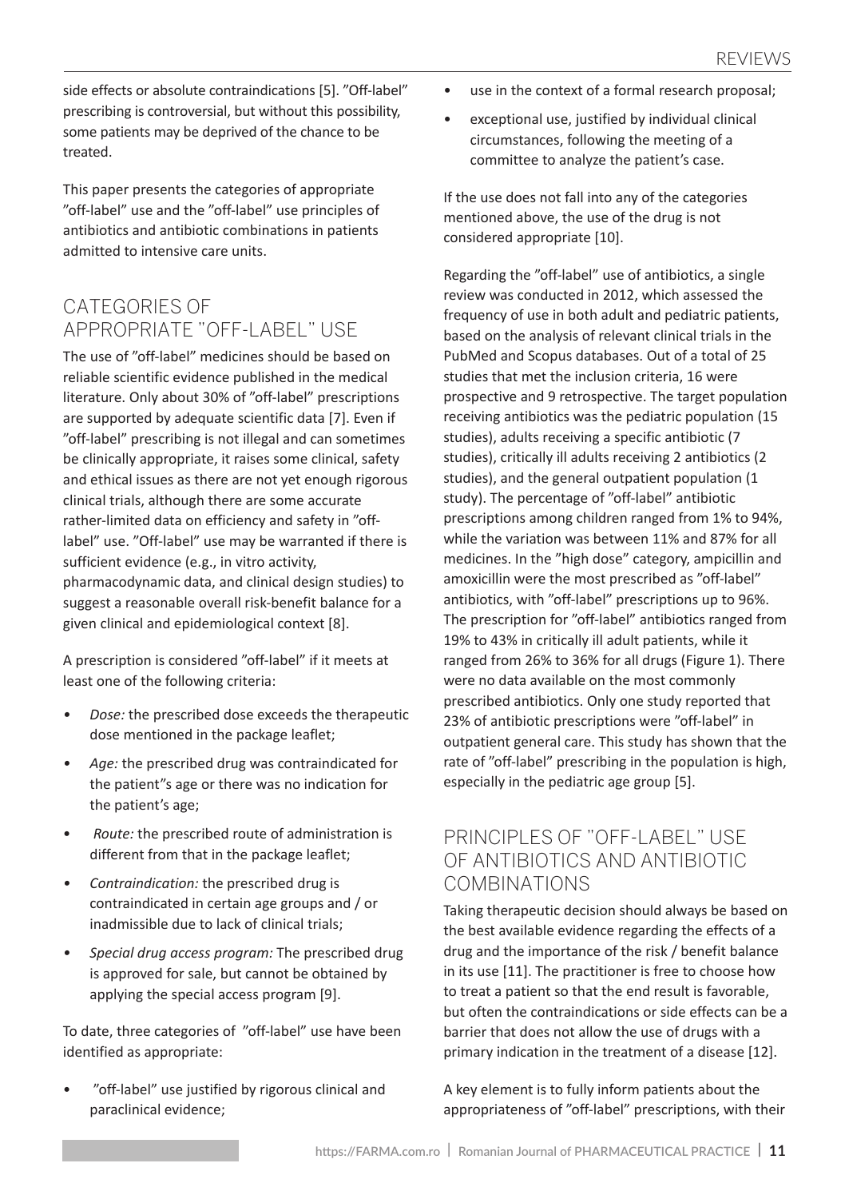side effects or absolute contraindications [5]. ”Off-label” prescribing is controversial, but without this possibility, some patients may be deprived of the chance to be treated.

This paper presents the categories of appropriate ”off-label” use and the ”off-label” use principles of antibiotics and antibiotic combinations in patients admitted to intensive care units.

## CATEGORIES OF APPROPRIATE ”OFF-LABEL” USE

The use of ”off-label” medicines should be based on reliable scientific evidence published in the medical literature. Only about 30% of ”off-label” prescriptions are supported by adequate scientific data [7]. Even if ”off-label” prescribing is not illegal and can sometimes be clinically appropriate, it raises some clinical, safety and ethical issues as there are not yet enough rigorous clinical trials, although there are some accurate rather-limited data on efficiency and safety in ”off-label” use. ”Off-label” use may be warranted if there is sufficient evidence (e.g., in vitro activity, pharmacodynamic data, and clinical design studies) to suggest a reasonable overall risk-benefit balance for a given clinical and epidemiological context [8].

A prescription is considered ”off-label” if it meets at least one of the following criteria:

- *Dose:* the prescribed dose exceeds the therapeutic dose mentioned in the package leaflet;
- *Age:* the prescribed drug was contraindicated for the patient”s age or there was no indication for the patient’s age;
- *Route:* the prescribed route of administration is different from that in the package leaflet;
- *Contraindication:* the prescribed drug is contraindicated in certain age groups and / or inadmissible due to lack of clinical trials;
- *Special drug access program:* The prescribed drug is approved for sale, but cannot be obtained by applying the special access program [9].

To date, three categories of ”off-label” use have been identified as appropriate:

- ”off-label” use justified by rigorous clinical and paraclinical evidence;
- use in the context of a formal research proposal;
- exceptional use, justified by individual clinical circumstances, following the meeting of a committee to analyze the patient’s case.

If the use does not fall into any of the categories mentioned above, the use of the drug is not considered appropriate [10].

Regarding the ”off-label” use of antibiotics, a single review was conducted in 2012, which assessed the frequency of use in both adult and pediatric patients, based on the analysis of relevant clinical trials in the PubMed and Scopus databases. Out of a total of 25 studies that met the inclusion criteria, 16 were prospective and 9 retrospective. The target population receiving antibiotics was the pediatric population (15 studies), adults receiving a specific antibiotic (7 studies), critically ill adults receiving 2 antibiotics (2 studies), and the general outpatient population (1 study). The percentage of ”off-label” antibiotic prescriptions among children ranged from 1% to 94%, while the variation was between 11% and 87% for all medicines. In the ”high dose” category, ampicillin and amoxicillin were the most prescribed as ”off-label” antibiotics, with ”off-label” prescriptions up to 96%. The prescription for ”off-label” antibiotics ranged from 19% to 43% in critically ill adult patients, while it ranged from 26% to 36% for all drugs (Figure 1). There were no data available on the most commonly prescribed antibiotics. Only one study reported that 23% of antibiotic prescriptions were ”off-label” in outpatient general care. This study has shown that the rate of ”off-label” prescribing in the population is high, especially in the pediatric age group [5].

## PRINCIPLES OF ”OFF-LABEL” USE OF ANTIBIOTICS AND ANTIBIOTIC COMBINATIONS

Taking therapeutic decision should always be based on the best available evidence regarding the effects of a drug and the importance of the risk / benefit balance in its use [11]. The practitioner is free to choose how to treat a patient so that the end result is favorable, but often the contraindications or side effects can be a barrier that does not allow the use of drugs with a primary indication in the treatment of a disease [12].

A key element is to fully inform patients about the appropriateness of ”off-label” prescriptions, with their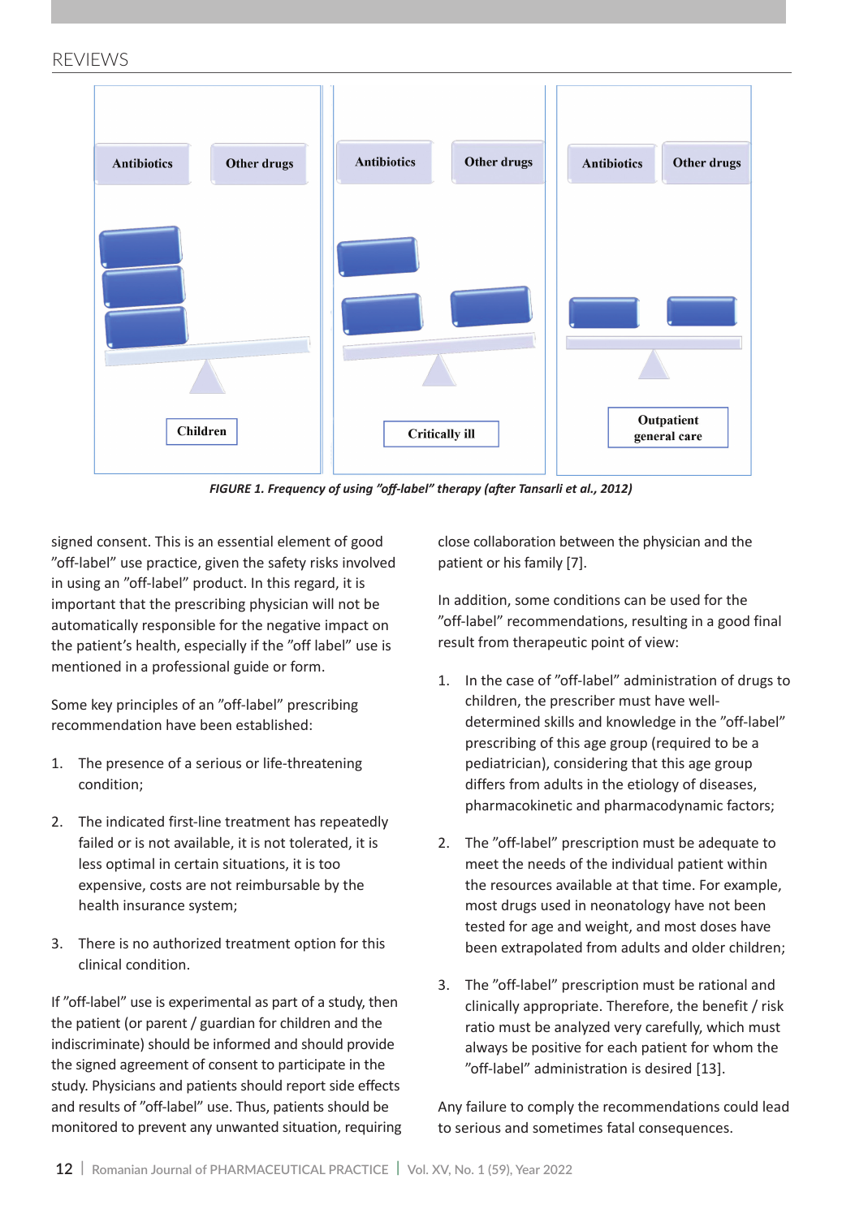Antibiotics

Other drugs

Children

Antibiotics

Other drugs

Critically ill

Antibiotics

Other drugs

Outpatient general care

*FIGURE 1. Frequency of using "off-label" therapy (after Tansarli et al., 2012)*

signed consent. This is an essential element of good "off-label" use practice, given the safety risks involved in using an "off-label" product. In this regard, it is important that the prescribing physician will not be automatically responsible for the negative impact on the patient's health, especially if the "off label" use is mentioned in a professional guide or form.

Some key principles of an "off-label" prescribing recommendation have been established:

1. The presence of a serious or life-threatening condition;
2. The indicated first-line treatment has repeatedly failed or is not available, it is not tolerated, it is less optimal in certain situations, it is too expensive, costs are not reimbursable by the health insurance system;
3. There is no authorized treatment option for this clinical condition.

If "off-label" use is experimental as part of a study, then the patient (or parent / guardian for children and the indiscriminate) should be informed and should provide the signed agreement of consent to participate in the study. Physicians and patients should report side effects and results of "off-label" use. Thus, patients should be monitored to prevent any unwanted situation, requiring close collaboration between the physician and the patient or his family [7].

In addition, some conditions can be used for the "off-label" recommendations, resulting in a good final result from therapeutic point of view:

1. In the case of "off-label" administration of drugs to children, the prescriber must have well-determined skills and knowledge in the "off-label" prescribing of this age group (required to be a pediatrician), considering that this age group differs from adults in the etiology of diseases, pharmacokinetic and pharmacodynamic factors;
2. The "off-label" prescription must be adequate to meet the needs of the individual patient within the resources available at that time. For example, most drugs used in neonatology have not been tested for age and weight, and most doses have been extrapolated from adults and older children;
3. The "off-label" prescription must be rational and clinically appropriate. Therefore, the benefit / risk ratio must be analyzed very carefully, which must always be positive for each patient for whom the "off-label" administration is desired [13].

Any failure to comply the recommendations could lead to serious and sometimes fatal consequences.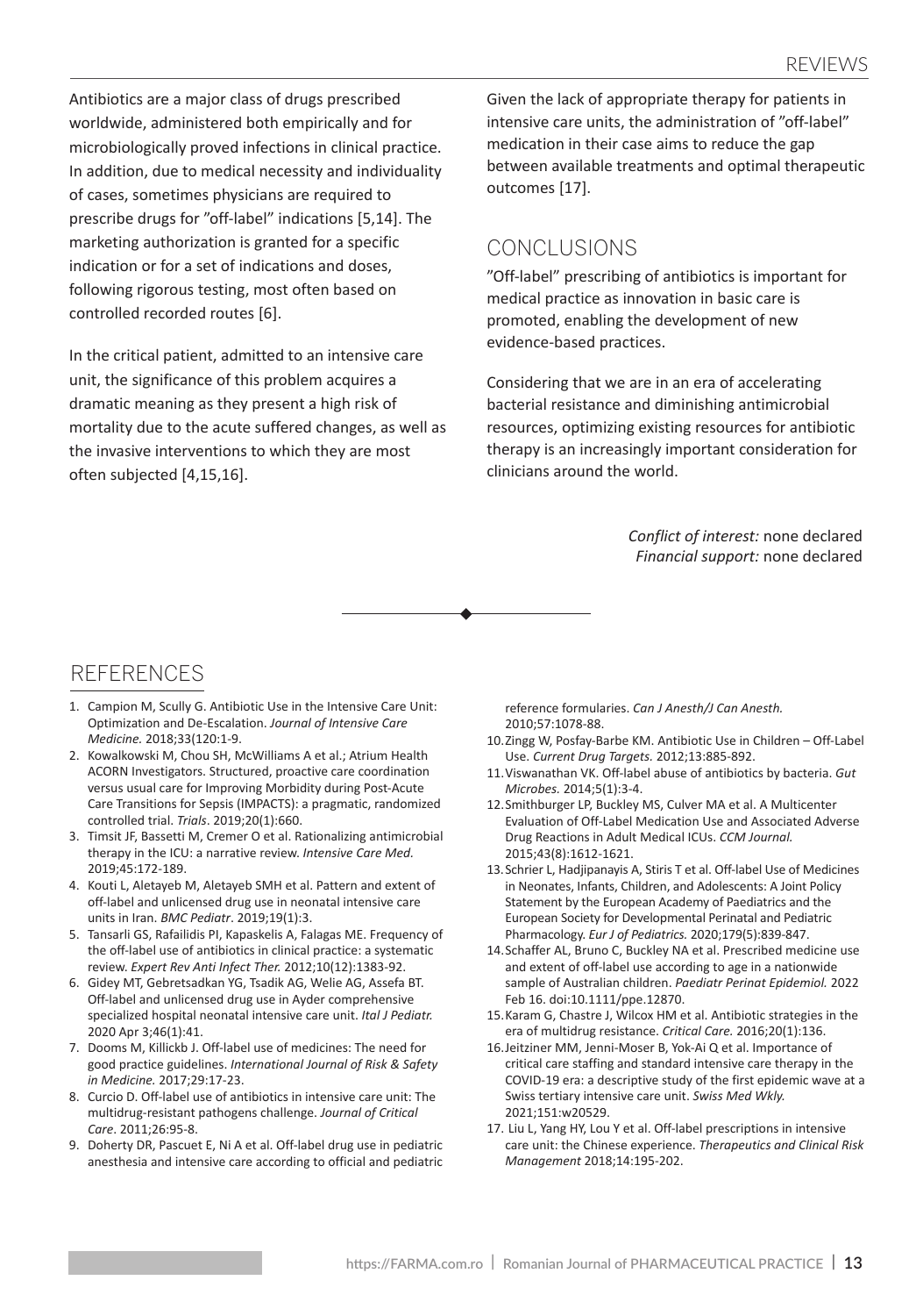Antibiotics are a major class of drugs prescribed worldwide, administered both empirically and for microbiologically proved infections in clinical practice. In addition, due to medical necessity and individuality of cases, sometimes physicians are required to prescribe drugs for ”off-label” indications [5,14]. The marketing authorization is granted for a specific indication or for a set of indications and doses, following rigorous testing, most often based on controlled recorded routes [6].

In the critical patient, admitted to an intensive care unit, the significance of this problem acquires a dramatic meaning as they present a high risk of mortality due to the acute suffered changes, as well as the invasive interventions to which they are most often subjected [4,15,16].

Given the lack of appropriate therapy for patients in intensive care units, the administration of ”off-label” medication in their case aims to reduce the gap between available treatments and optimal therapeutic outcomes [17].

## CONCLUSIONS

”Off-label” prescribing of antibiotics is important for medical practice as innovation in basic care is promoted, enabling the development of new evidence-based practices.

Considering that we are in an era of accelerating bacterial resistance and diminishing antimicrobial resources, optimizing existing resources for antibiotic therapy is an increasingly important consideration for clinicians around the world.

*Conflict of interest:* none declared
*Financial support:* none declared

## REFERENCES

1. Campion M, Scully G. Antibiotic Use in the Intensive Care Unit: Optimization and De-Escalation. *Journal of Intensive Care Medicine.* 2018;33(120:1-9.
2. Kowalkowski M, Chou SH, McWilliams A et al.; Atrium Health ACORN Investigators. Structured, proactive care coordination versus usual care for Improving Morbidity during Post-Acute Care Transitions for Sepsis (IMPACTS): a pragmatic, randomized controlled trial. *Trials*. 2019;20(1):660.
3. Timsit JF, Bassetti M, Cremer O et al. Rationalizing antimicrobial therapy in the ICU: a narrative review. *Intensive Care Med.* 2019;45:172-189.
4. Kouti L, Aletayeb M, Aletayeb SMH et al. Pattern and extent of off-label and unlicensed drug use in neonatal intensive care units in Iran. *BMC Pediatr*. 2019;19(1):3.
5. Tansarli GS, Rafailidis PI, Kapaskelis A, Falagas ME. Frequency of the off-label use of antibiotics in clinical practice: a systematic review. *Expert Rev Anti Infect Ther.* 2012;10(12):1383-92.
6. Gidey MT, Gebretsadkan YG, Tsadik AG, Welie AG, Assefa BT. Off-label and unlicensed drug use in Ayder comprehensive specialized hospital neonatal intensive care unit. *Ital J Pediatr.* 2020 Apr 3;46(1):41.
7. Dooms M, Killickb J. Off-label use of medicines: The need for good practice guidelines. *International Journal of Risk & Safety in Medicine.* 2017;29:17-23.
8. Curcio D. Off-label use of antibiotics in intensive care unit: The multidrug-resistant pathogens challenge. *Journal of Critical Care*. 2011;26:95-8.
9. Doherty DR, Pascuet E, Ni A et al. Off-label drug use in pediatric anesthesia and intensive care according to official and pediatric reference formularies. *Can J Anesth/J Can Anesth.* 2010;57:1078-88.
10. Zingg W, Posfay-Barbe KM. Antibiotic Use in Children – Off-Label Use. *Current Drug Targets.* 2012;13:885-892.
11. Viswanathan VK. Off-label abuse of antibiotics by bacteria. *Gut Microbes.* 2014;5(1):3-4.
12. Smithburger LP, Buckley MS, Culver MA et al. A Multicenter Evaluation of Off-Label Medication Use and Associated Adverse Drug Reactions in Adult Medical ICUs. *CCM Journal.* 2015;43(8):1612-1621.
13. Schrier L, Hadjipanayis A, Stiris T et al. Off-label Use of Medicines in Neonates, Infants, Children, and Adolescents: A Joint Policy Statement by the European Academy of Paediatrics and the European Society for Developmental Perinatal and Pediatric Pharmacology. *Eur J of Pediatrics.* 2020;179(5):839-847.
14. Schaffer AL, Bruno C, Buckley NA et al. Prescribed medicine use and extent of off-label use according to age in a nationwide sample of Australian children. *Paediatr Perinat Epidemiol.* 2022 Feb 16. doi:10.1111/ppe.12870.
15. Karam G, Chastre J, Wilcox HM et al. Antibiotic strategies in the era of multidrug resistance. *Critical Care.* 2016;20(1):136.
16. Jeitziner MM, Jenni-Moser B, Yok-Ai Q et al. Importance of critical care staffing and standard intensive care therapy in the COVID-19 era: a descriptive study of the first epidemic wave at a Swiss tertiary intensive care unit. *Swiss Med Wkly.* 2021;151:w20529.
17. Liu L, Yang HY, Lou Y et al. Off-label prescriptions in intensive care unit: the Chinese experience. *Therapeutics and Clinical Risk Management* 2018;14:195-202.